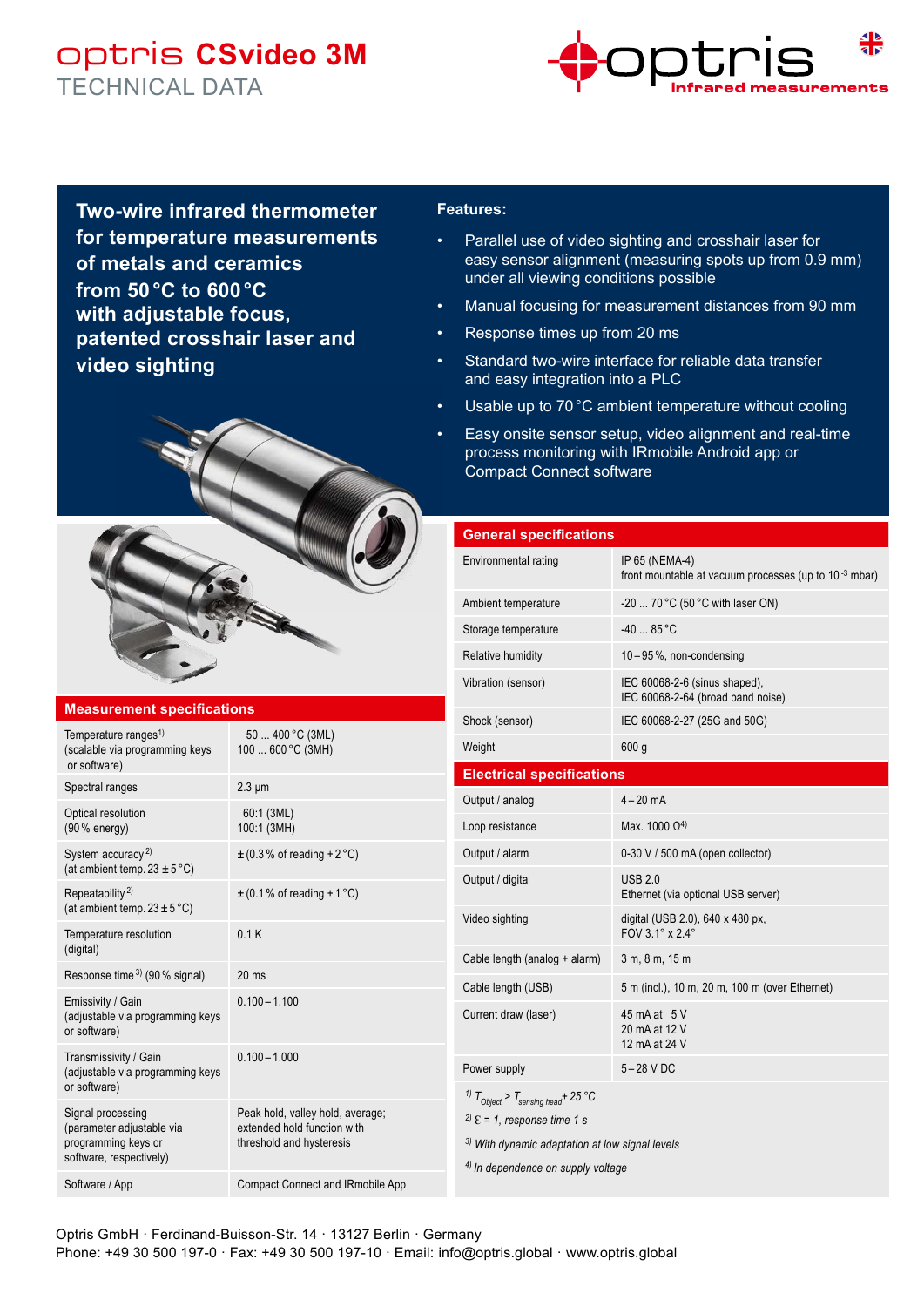# optris CSvideo 3M

TECHNICAL DATA

## Two-wire infrared thermometer for temperature measurements of metals and ceramics from 50 °C to 600 °C with adjustable focus, patented crosshair laser and video sighting

**Features:**

- Parallel use of video sighting and crosshair laser for easy sensor alignment (measuring spots up from 0.9 mm) under all viewing conditions possible
- Manual focusing for measurement distances from 90 mm
- Response times up from 20 ms
- Standard two-wire interface for reliable data transfer and easy integration into a PLC
- Usable up to 70 °C ambient temperature without cooling
- Easy onsite sensor setup, video alignment and real-time process monitoring with IRmobile Android app or Compact Connect software

## Measurement specifications

| | |
|---|---|
| Temperature ranges[1] (scalable via programming keys or software) | 50 ... 400 °C (3ML)<br>100 ... 600 °C (3MH) |
| Spectral ranges | 2.3 µm |
| Optical resolution (90 % energy) | 60:1 (3ML)<br>100:1 (3MH) |
| System accuracy[2] (at ambient temp. 23 ± 5 °C) | ± (0.3 % of reading + 2 °C) |
| Repeatability[2] (at ambient temp. 23 ± 5 °C) | ± (0.1 % of reading + 1 °C) |
| Temperature resolution (digital) | 0.1 K |
| Response time[3] (90 % signal) | 20 ms |
| Emissivity / Gain (adjustable via programming keys or software) | 0.100 – 1.100 |
| Transmissivity / Gain (adjustable via programming keys or software) | 0.100 – 1.000 |
| Signal processing (parameter adjustable via programming keys or software, respectively) | Peak hold, valley hold, average; extended hold function with threshold and hysteresis |
| Software / App | Compact Connect and IRmobile App |

## General specifications

| | |
|---|---|
| Environmental rating | IP 65 (NEMA-4)<br>front mountable at vacuum processes (up to $10^{-3}$ mbar) |
| Ambient temperature | -20 ... 70 °C (50 °C with laser ON) |
| Storage temperature | -40 ... 85 °C |
| Relative humidity | 10 – 95 %, non-condensing |
| Vibration (sensor) | IEC 60068-2-6 (sinus shaped),<br>IEC 60068-2-64 (broad band noise) |
| Shock (sensor) | IEC 60068-2-27 (25G and 50G) |
| Weight | 600 g |

## Electrical specifications

| | |
|---|---|
| Output / analog | 4 – 20 mA |
| Loop resistance | Max. 1000 Ω[4] |
| Output / alarm | 0-30 V / 500 mA (open collector) |
| Output / digital | USB 2.0<br>Ethernet (via optional USB server) |
| Video sighting | digital (USB 2.0), 640 x 480 px,<br>FOV 3.1° x 2.4° |
| Cable length (analog + alarm) | 3 m, 8 m, 15 m |
| Cable length (USB) | 5 m (incl.), 10 m, 20 m, 100 m (over Ethernet) |
| Current draw (laser) | 45 mA at 5 V<br>20 mA at 12 V<br>12 mA at 24 V |
| Power supply | 5 – 28 V DC |

[1] $T_{Object} > T_{sensing\ head} + 25$ °C

[2] ε = 1, response time 1 s

[3] With dynamic adaptation at low signal levels

[4] In dependence on supply voltage

Optris GmbH · Ferdinand-Buisson-Str. 14 · 13127 Berlin · Germany
Phone: +49 30 500 197-0 · Fax: +49 30 500 197-10 · Email: info@optris.global · www.optris.global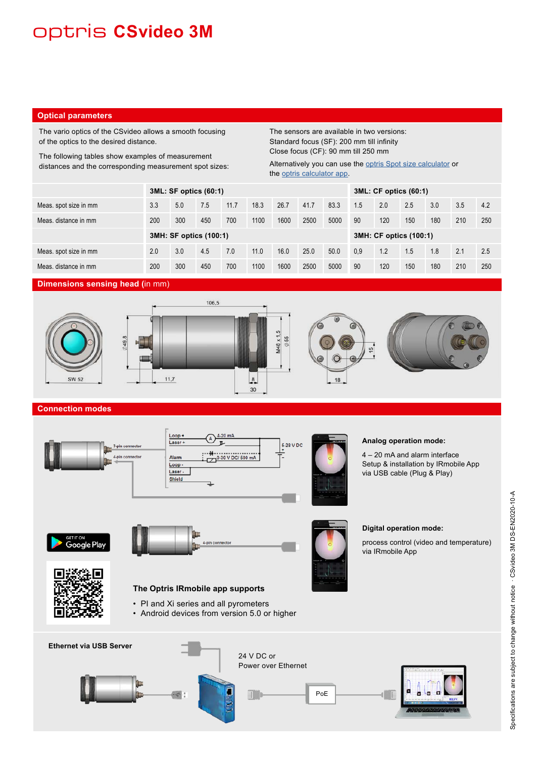# optris CSvideo 3M

## Optical parameters

The vario optics of the CSvideo allows a smooth focusing of the optics to the desired distance.

The following tables show examples of measurement distances and the corresponding measurement spot sizes:

The sensors are available in two versions:
Standard focus (SF): 200 mm till infinity
Close focus (CF): 90 mm till 250 mm

Alternatively you can use the optris Spot size calculator or the optris calculator app.

| | **3ML: SF optics (60:1)** | | | | | | | | **3ML: CF optics (60:1)** | | | | | |
|---|---|---|---|---|---|---|---|---|---|---|---|---|---|---|
| Meas. spot size in mm | 3.3 | 5.0 | 7.5 | 11.7 | 18.3 | 26.7 | 41.7 | 83.3 | 1.5 | 2.0 | 2.5 | 3.0 | 3.5 | 4.2 |
| Meas. distance in mm | 200 | 300 | 450 | 700 | 1100 | 1600 | 2500 | 5000 | 90 | 120 | 150 | 180 | 210 | 250 |
| | **3MH: SF optics (100:1)** | | | | | | | | **3MH: CF optics (100:1)** | | | | | |
| Meas. spot size in mm | 2.0 | 3.0 | 4.5 | 7.0 | 11.0 | 16.0 | 25.0 | 50.0 | 0,9 | 1.2 | 1.5 | 1.8 | 2.1 | 2.5 |
| Meas. distance in mm | 200 | 300 | 450 | 700 | 1100 | 1600 | 2500 | 5000 | 90 | 120 | 150 | 180 | 210 | 250 |

## Dimensions sensing head (in mm)

SW 52
106.5
∅49.8
11.7
M48 x 1.5
∅55
8
30
15
18

## Connection modes

7-pin connector
4-pin connector
Loop +
Laser +
4-20 mA
5-28 V DC
Alarm
0-30 V DC/ 500 mA
Loop -
Laser -
Shield

**Analog operation mode:**

4 – 20 mA and alarm interface
Setup & installation by IRmobile App
via USB cable (Plug & Play)

4-pin connector

**Digital operation mode:**

process control (video and temperature)
via IRmobile App

GET IT ON Google Play

**The Optris IRmobile app supports**

- PI and Xi series and all pyrometers
- Android devices from version 5.0 or higher

**Ethernet via USB Server**

24 V DC or
Power over Ethernet

PoE

Specifications are subject to change without notice · CSvideo 3M DS-EN2020-10-A